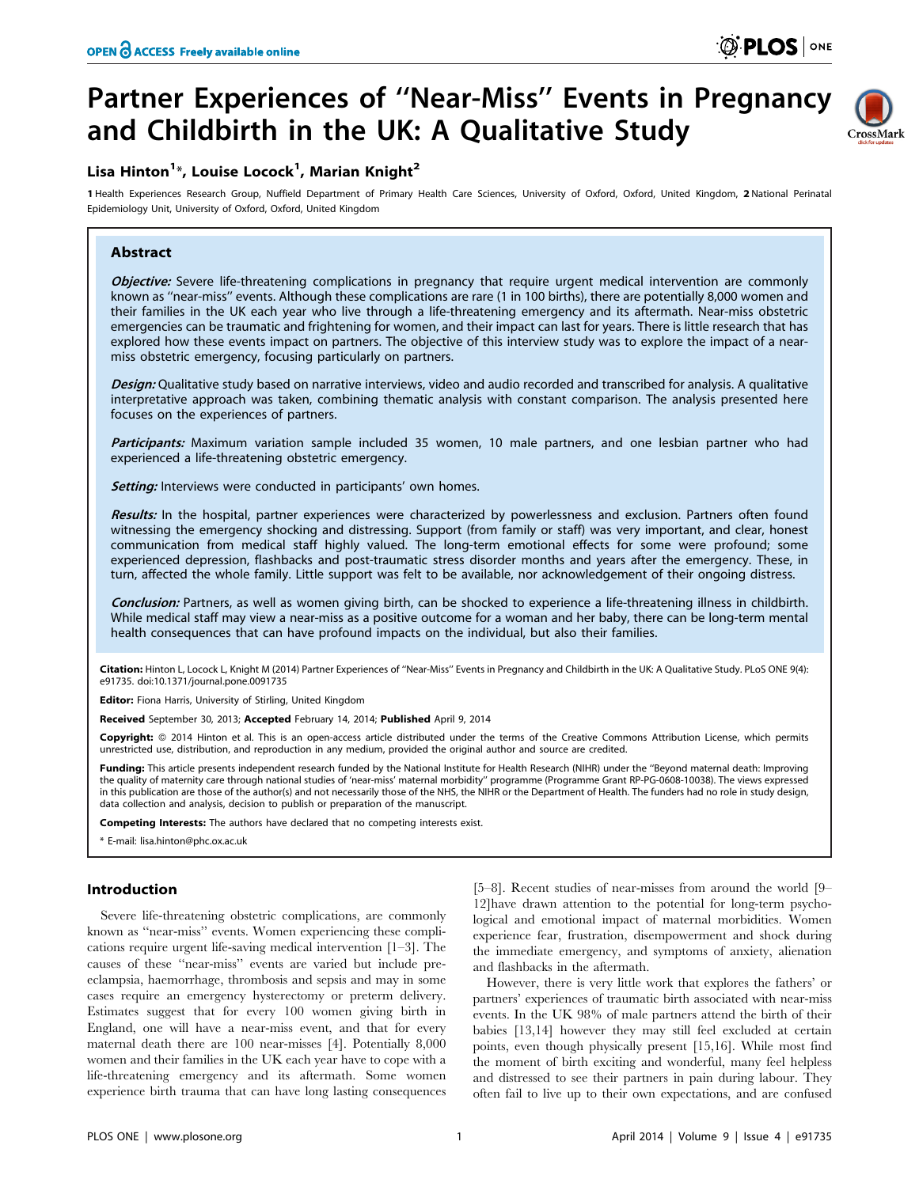# Partner Experiences of "Near-Miss" Events in Pregnancy and Childbirth in the UK: A Qualitative Study

**Lisa Hinton[1]*, Louise Locock[1], Marian Knight[2]**

1 Health Experiences Research Group, Nuffield Department of Primary Health Care Sciences, University of Oxford, Oxford, United Kingdom, 2 National Perinatal Epidemiology Unit, University of Oxford, Oxford, United Kingdom

## Abstract

***Objective:*** Severe life-threatening complications in pregnancy that require urgent medical intervention are commonly known as "near-miss" events. Although these complications are rare (1 in 100 births), there are potentially 8,000 women and their families in the UK each year who live through a life-threatening emergency and its aftermath. Near-miss obstetric emergencies can be traumatic and frightening for women, and their impact can last for years. There is little research that has explored how these events impact on partners. The objective of this interview study was to explore the impact of a near-miss obstetric emergency, focusing particularly on partners.

***Design:*** Qualitative study based on narrative interviews, video and audio recorded and transcribed for analysis. A qualitative interpretative approach was taken, combining thematic analysis with constant comparison. The analysis presented here focuses on the experiences of partners.

***Participants:*** Maximum variation sample included 35 women, 10 male partners, and one lesbian partner who had experienced a life-threatening obstetric emergency.

***Setting:*** Interviews were conducted in participants' own homes.

***Results:*** In the hospital, partner experiences were characterized by powerlessness and exclusion. Partners often found witnessing the emergency shocking and distressing. Support (from family or staff) was very important, and clear, honest communication from medical staff highly valued. The long-term emotional effects for some were profound; some experienced depression, flashbacks and post-traumatic stress disorder months and years after the emergency. These, in turn, affected the whole family. Little support was felt to be available, nor acknowledgement of their ongoing distress.

***Conclusion:*** Partners, as well as women giving birth, can be shocked to experience a life-threatening illness in childbirth. While medical staff may view a near-miss as a positive outcome for a woman and her baby, there can be long-term mental health consequences that can have profound impacts on the individual, but also their families.

**Citation:** Hinton L, Locock L, Knight M (2014) Partner Experiences of "Near-Miss" Events in Pregnancy and Childbirth in the UK: A Qualitative Study. PLoS ONE 9(4): e91735. doi:10.1371/journal.pone.0091735

**Editor:** Fiona Harris, University of Stirling, United Kingdom

**Received** September 30, 2013; **Accepted** February 14, 2014; **Published** April 9, 2014

**Copyright:** © 2014 Hinton et al. This is an open-access article distributed under the terms of the Creative Commons Attribution License, which permits unrestricted use, distribution, and reproduction in any medium, provided the original author and source are credited.

**Funding:** This article presents independent research funded by the National Institute for Health Research (NIHR) under the "Beyond maternal death: Improving the quality of maternity care through national studies of 'near-miss' maternal morbidity" programme (Programme Grant RP-PG-0608-10038). The views expressed in this publication are those of the author(s) and not necessarily those of the NHS, the NIHR or the Department of Health. The funders had no role in study design, data collection and analysis, decision to publish or preparation of the manuscript.

**Competing Interests:** The authors have declared that no competing interests exist.

* E-mail: lisa.hinton@phc.ox.ac.uk

## Introduction

Severe life-threatening obstetric complications, are commonly known as "near-miss" events. Women experiencing these complications require urgent life-saving medical intervention [1–3]. The causes of these "near-miss" events are varied but include pre-eclampsia, haemorrhage, thrombosis and sepsis and may in some cases require an emergency hysterectomy or preterm delivery. Estimates suggest that for every 100 women giving birth in England, one will have a near-miss event, and that for every maternal death there are 100 near-misses [4]. Potentially 8,000 women and their families in the UK each year have to cope with a life-threatening emergency and its aftermath. Some women experience birth trauma that can have long lasting consequences [5–8]. Recent studies of near-misses from around the world [9–12]have drawn attention to the potential for long-term psychological and emotional impact of maternal morbidities. Women experience fear, frustration, disempowerment and shock during the immediate emergency, and symptoms of anxiety, alienation and flashbacks in the aftermath.

However, there is very little work that explores the fathers' or partners' experiences of traumatic birth associated with near-miss events. In the UK 98% of male partners attend the birth of their babies [13,14] however they may still feel excluded at certain points, even though physically present [15,16]. While most find the moment of birth exciting and wonderful, many feel helpless and distressed to see their partners in pain during labour. They often fail to live up to their own expectations, and are confused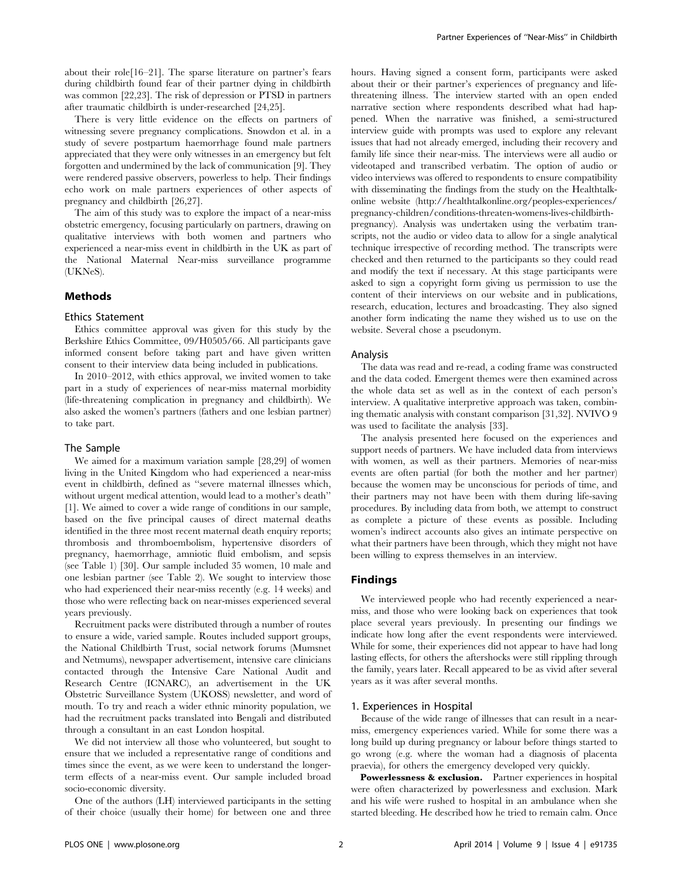about their role[16–21]. The sparse literature on partner's fears during childbirth found fear of their partner dying in childbirth was common [22,23]. The risk of depression or PTSD in partners after traumatic childbirth is under-researched [24,25].

There is very little evidence on the effects on partners of witnessing severe pregnancy complications. Snowdon et al. in a study of severe postpartum haemorrhage found male partners appreciated that they were only witnesses in an emergency but felt forgotten and undermined by the lack of communication [9]. They were rendered passive observers, powerless to help. Their findings echo work on male partners experiences of other aspects of pregnancy and childbirth [26,27].

The aim of this study was to explore the impact of a near-miss obstetric emergency, focusing particularly on partners, drawing on qualitative interviews with both women and partners who experienced a near-miss event in childbirth in the UK as part of the National Maternal Near-miss surveillance programme (UKNeS).

## Methods

### Ethics Statement

Ethics committee approval was given for this study by the Berkshire Ethics Committee, 09/H0505/66. All participants gave informed consent before taking part and have given written consent to their interview data being included in publications.

In 2010–2012, with ethics approval, we invited women to take part in a study of experiences of near-miss maternal morbidity (life-threatening complication in pregnancy and childbirth). We also asked the women's partners (fathers and one lesbian partner) to take part.

### The Sample

We aimed for a maximum variation sample [28,29] of women living in the United Kingdom who had experienced a near-miss event in childbirth, defined as "severe maternal illnesses which, without urgent medical attention, would lead to a mother's death" [1]. We aimed to cover a wide range of conditions in our sample, based on the five principal causes of direct maternal deaths identified in the three most recent maternal death enquiry reports; thrombosis and thromboembolism, hypertensive disorders of pregnancy, haemorrhage, amniotic fluid embolism, and sepsis (see Table 1) [30]. Our sample included 35 women, 10 male and one lesbian partner (see Table 2). We sought to interview those who had experienced their near-miss recently (e.g. 14 weeks) and those who were reflecting back on near-misses experienced several years previously.

Recruitment packs were distributed through a number of routes to ensure a wide, varied sample. Routes included support groups, the National Childbirth Trust, social network forums (Mumsnet and Netmums), newspaper advertisement, intensive care clinicians contacted through the Intensive Care National Audit and Research Centre (ICNARC), an advertisement in the UK Obstetric Surveillance System (UKOSS) newsletter, and word of mouth. To try and reach a wider ethnic minority population, we had the recruitment packs translated into Bengali and distributed through a consultant in an east London hospital.

We did not interview all those who volunteered, but sought to ensure that we included a representative range of conditions and times since the event, as we were keen to understand the longer-term effects of a near-miss event. Our sample included broad socio-economic diversity.

One of the authors (LH) interviewed participants in the setting of their choice (usually their home) for between one and three hours. Having signed a consent form, participants were asked about their or their partner's experiences of pregnancy and life-threatening illness. The interview started with an open ended narrative section where respondents described what had happened. When the narrative was finished, a semi-structured interview guide with prompts was used to explore any relevant issues that had not already emerged, including their recovery and family life since their near-miss. The interviews were all audio or videotaped and transcribed verbatim. The option of audio or video interviews was offered to respondents to ensure compatibility with disseminating the findings from the study on the Healthtalkonline website (http://healthtalkonline.org/peoples-experiences/pregnancy-children/conditions-threaten-womens-lives-childbirth-pregnancy). Analysis was undertaken using the verbatim transcripts, not the audio or video data to allow for a single analytical technique irrespective of recording method. The transcripts were checked and then returned to the participants so they could read and modify the text if necessary. At this stage participants were asked to sign a copyright form giving us permission to use the content of their interviews on our website and in publications, research, education, lectures and broadcasting. They also signed another form indicating the name they wished us to use on the website. Several chose a pseudonym.

### Analysis

The data was read and re-read, a coding frame was constructed and the data coded. Emergent themes were then examined across the whole data set as well as in the context of each person's interview. A qualitative interpretive approach was taken, combining thematic analysis with constant comparison [31,32]. NVIVO 9 was used to facilitate the analysis [33].

The analysis presented here focused on the experiences and support needs of partners. We have included data from interviews with women, as well as their partners. Memories of near-miss events are often partial (for both the mother and her partner) because the women may be unconscious for periods of time, and their partners may not have been with them during life-saving procedures. By including data from both, we attempt to construct as complete a picture of these events as possible. Including women's indirect accounts also gives an intimate perspective on what their partners have been through, which they might not have been willing to express themselves in an interview.

## Findings

We interviewed people who had recently experienced a near-miss, and those who were looking back on experiences that took place several years previously. In presenting our findings we indicate how long after the event respondents were interviewed. While for some, their experiences did not appear to have had long lasting effects, for others the aftershocks were still rippling through the family, years later. Recall appeared to be as vivid after several years as it was after several months.

### 1. Experiences in Hospital

Because of the wide range of illnesses that can result in a near-miss, emergency experiences varied. While for some there was a long build up during pregnancy or labour before things started to go wrong (e.g. where the woman had a diagnosis of placenta praevia), for others the emergency developed very quickly.

**Powerlessness & exclusion.** Partner experiences in hospital were often characterized by powerlessness and exclusion. Mark and his wife were rushed to hospital in an ambulance when she started bleeding. He described how he tried to remain calm. Once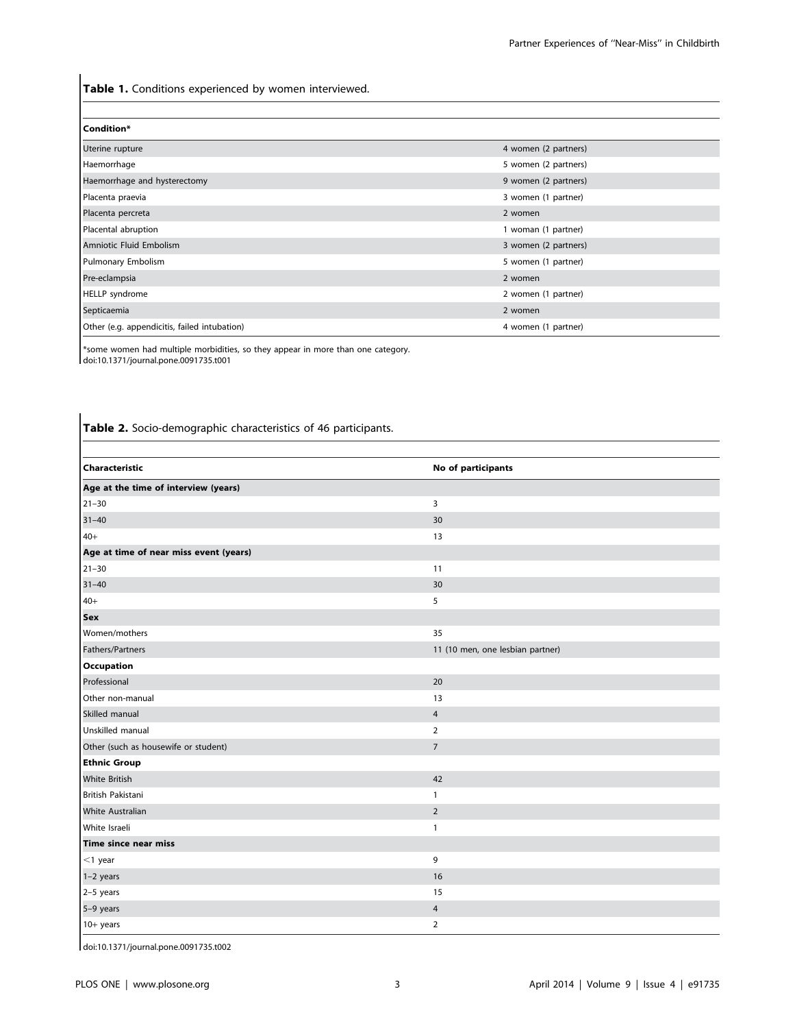**Table 1.** Conditions experienced by women interviewed.

| Condition* | |
|---|---|
| Uterine rupture | 4 women (2 partners) |
| Haemorrhage | 5 women (2 partners) |
| Haemorrhage and hysterectomy | 9 women (2 partners) |
| Placenta praevia | 3 women (1 partner) |
| Placenta percreta | 2 women |
| Placental abruption | 1 woman (1 partner) |
| Amniotic Fluid Embolism | 3 women (2 partners) |
| Pulmonary Embolism | 5 women (1 partner) |
| Pre-eclampsia | 2 women |
| HELLP syndrome | 2 women (1 partner) |
| Septicaemia | 2 women |
| Other (e.g. appendicitis, failed intubation) | 4 women (1 partner) |

*some women had multiple morbidities, so they appear in more than one category.
doi:10.1371/journal.pone.0091735.t001

**Table 2.** Socio-demographic characteristics of 46 participants.

| Characteristic | No of participants |
|---|---|
| **Age at the time of interview (years)** | |
| 21–30 | 3 |
| 31–40 | 30 |
| 40+ | 13 |
| **Age at time of near miss event (years)** | |
| 21–30 | 11 |
| 31–40 | 30 |
| 40+ | 5 |
| **Sex** | |
| Women/mothers | 35 |
| Fathers/Partners | 11 (10 men, one lesbian partner) |
| **Occupation** | |
| Professional | 20 |
| Other non-manual | 13 |
| Skilled manual | 4 |
| Unskilled manual | 2 |
| Other (such as housewife or student) | 7 |
| **Ethnic Group** | |
| White British | 42 |
| British Pakistani | 1 |
| White Australian | 2 |
| White Israeli | 1 |
| **Time since near miss** | |
| <1 year | 9 |
| 1–2 years | 16 |
| 2–5 years | 15 |
| 5–9 years | 4 |
| 10+ years | 2 |

doi:10.1371/journal.pone.0091735.t002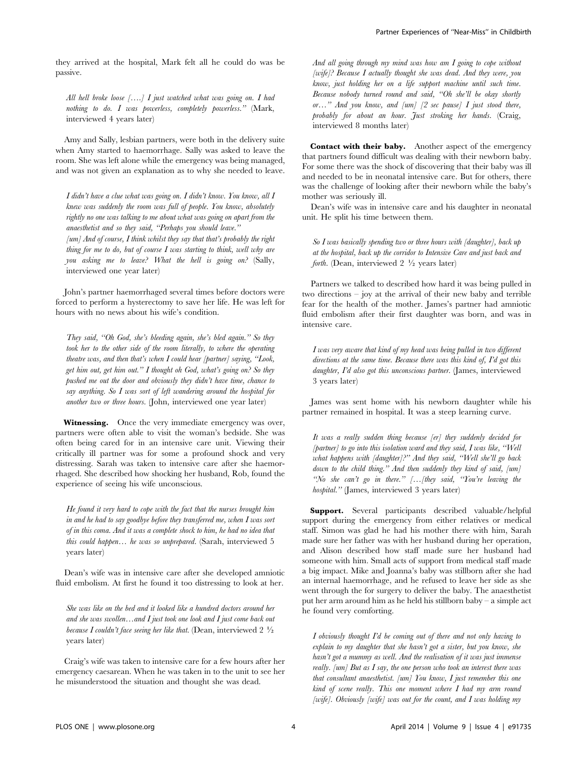they arrived at the hospital, Mark felt all he could do was be passive.

> *All hell broke loose [....] I just watched what was going on. I had nothing to do. I was powerless, completely powerless."* (Mark, interviewed 4 years later)

Amy and Sally, lesbian partners, were both in the delivery suite when Amy started to haemorrhage. Sally was asked to leave the room. She was left alone while the emergency was being managed, and was not given an explanation as to why she needed to leave.

> *I didn't have a clue what was going on. I didn't know. You know, all I knew was suddenly the room was full of people. You know, absolutely rightly no one was talking to me about what was going on apart from the anaesthetist and so they said, "Perhaps you should leave."*
> *[um] And of course, I think whilst they say that that's probably the right thing for me to do, but of course I was starting to think, well why are you asking me to leave? What the hell is going on?* (Sally, interviewed one year later)

John's partner haemorrhaged several times before doctors were forced to perform a hysterectomy to save her life. He was left for hours with no news about his wife's condition.

> *They said, "Oh God, she's bleeding again, she's bled again." So they took her to the other side of the room literally, to where the operating theatre was, and then that's when I could hear [partner] saying, "Look, get him out, get him out." I thought oh God, what's going on? So they pushed me out the door and obviously they didn't have time, chance to say anything. So I was sort of left wandering around the hospital for another two or three hours.* (John, interviewed one year later)

**Witnessing.** Once the very immediate emergency was over, partners were often able to visit the woman's bedside. She was often being cared for in an intensive care unit. Viewing their critically ill partner was for some a profound shock and very distressing. Sarah was taken to intensive care after she haemorrhaged. She described how shocking her husband, Rob, found the experience of seeing his wife unconscious.

> *He found it very hard to cope with the fact that the nurses brought him in and he had to say goodbye before they transferred me, when I was sort of in this coma. And it was a complete shock to him, he had no idea that this could happen... he was so unprepared.* (Sarah, interviewed 5 years later)

Dean's wife was in intensive care after she developed amniotic fluid embolism. At first he found it too distressing to look at her.

> *She was like on the bed and it looked like a hundred doctors around her and she was swollen...and I just took one look and I just come back out because I couldn't face seeing her like that.* (Dean, interviewed 2 ½ years later)

Craig's wife was taken to intensive care for a few hours after her emergency caesarean. When he was taken in to the unit to see her he misunderstood the situation and thought she was dead.

> *And all going through my mind was how am I going to cope without [wife]? Because I actually thought she was dead. And they were, you know, just holding her on a life support machine until such time. Because nobody turned round and said, "Oh she'll be okay shortly or..." And you know, and [um] [2 sec pause] I just stood there, probably for about an hour. Just stroking her hands.* (Craig, interviewed 8 months later)

**Contact with their baby.** Another aspect of the emergency that partners found difficult was dealing with their newborn baby. For some there was the shock of discovering that their baby was ill and needed to be in neonatal intensive care. But for others, there was the challenge of looking after their newborn while the baby's mother was seriously ill.

Dean's wife was in intensive care and his daughter in neonatal unit. He split his time between them.

> *So I was basically spending two or three hours with [daughter], back up at the hospital, back up the corridor to Intensive Care and just back and forth.* (Dean, interviewed 2 ½ years later)

Partners we talked to described how hard it was being pulled in two directions – joy at the arrival of their new baby and terrible fear for the health of the mother. James's partner had amniotic fluid embolism after their first daughter was born, and was in intensive care.

> *I was very aware that kind of my head was being pulled in two different directions at the same time. Because there was this kind of, I'd got this daughter, I'd also got this unconscious partner.* (James, interviewed 3 years later)

James was sent home with his newborn daughter while his partner remained in hospital. It was a steep learning curve.

> *It was a really sudden thing because [er] they suddenly decided for [partner] to go into this isolation ward and they said, I was like, "Well what happens with [daughter]?" And they said, "Well she'll go back down to the child thing." And then suddenly they kind of said, [um] "No she can't go in there." [...[they said, "You're leaving the hospital."* (James, interviewed 3 years later)

**Support.** Several participants described valuable/helpful support during the emergency from either relatives or medical staff. Simon was glad he had his mother there with him, Sarah made sure her father was with her husband during her operation, and Alison described how staff made sure her husband had someone with him. Small acts of support from medical staff made a big impact. Mike and Joanna's baby was stillborn after she had an internal haemorrhage, and he refused to leave her side as she went through the for surgery to deliver the baby. The anaesthetist put her arm around him as he held his stillborn baby – a simple act he found very comforting.

> *I obviously thought I'd be coming out of there and not only having to explain to my daughter that she hasn't got a sister, but you know, she hasn't got a mummy as well. And the realisation of it was just immense really. [um] But as I say, the one person who took an interest there was that consultant anaesthetist. [um] You know, I just remember this one kind of scene really. This one moment where I had my arm round [wife]. Obviously [wife] was out for the count, and I was holding my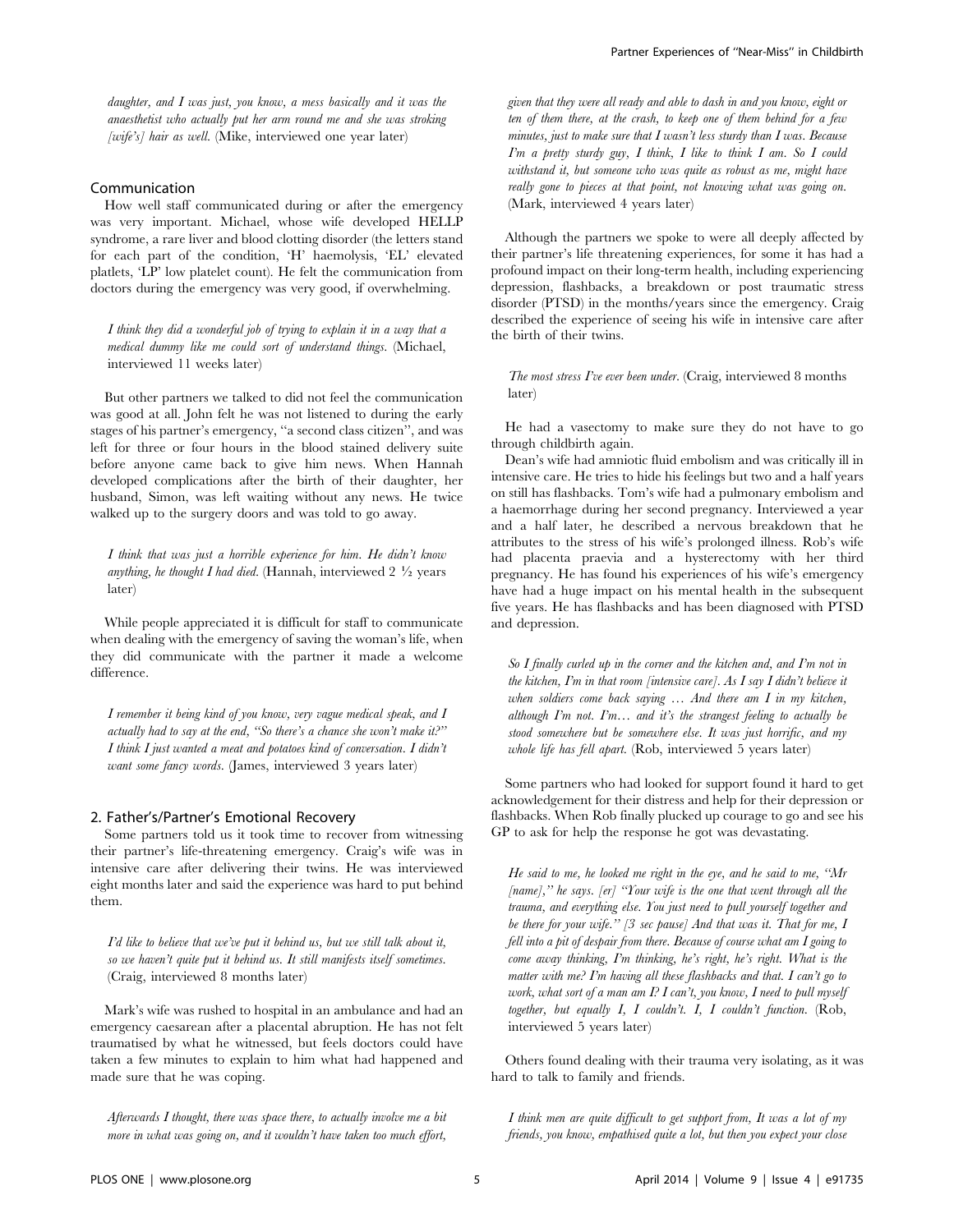*daughter, and I was just, you know, a mess basically and it was the anaesthetist who actually put her arm round me and she was stroking [wife's] hair as well.* (Mike, interviewed one year later)

### Communication

How well staff communicated during or after the emergency was very important. Michael, whose wife developed HELLP syndrome, a rare liver and blood clotting disorder (the letters stand for each part of the condition, 'H' haemolysis, 'EL' elevated platelets, 'LP' low platelet count). He felt the communication from doctors during the emergency was very good, if overwhelming.

> *I think they did a wonderful job of trying to explain it in a way that a medical dummy like me could sort of understand things.* (Michael, interviewed 11 weeks later)

But other partners we talked to did not feel the communication was good at all. John felt he was not listened to during the early stages of his partner's emergency, "a second class citizen", and was left for three or four hours in the blood stained delivery suite before anyone came back to give him news. When Hannah developed complications after the birth of their daughter, her husband, Simon, was left waiting without any news. He twice walked up to the surgery doors and was told to go away.

> *I think that was just a horrible experience for him. He didn't know anything, he thought I had died.* (Hannah, interviewed 2 ½ years later)

While people appreciated it is difficult for staff to communicate when dealing with the emergency of saving the woman's life, when they did communicate with the partner it made a welcome difference.

> *I remember it being kind of you know, very vague medical speak, and I actually had to say at the end, "So there's a chance she won't make it?" I think I just wanted a meat and potatoes kind of conversation. I didn't want some fancy words.* (James, interviewed 3 years later)

## 2. Father's/Partner's Emotional Recovery

Some partners told us it took time to recover from witnessing their partner's life-threatening emergency. Craig's wife was in intensive care after delivering their twins. He was interviewed eight months later and said the experience was hard to put behind them.

> *I'd like to believe that we've put it behind us, but we still talk about it, so we haven't quite put it behind us. It still manifests itself sometimes.* (Craig, interviewed 8 months later)

Mark's wife was rushed to hospital in an ambulance and had an emergency caesarean after a placental abruption. He has not felt traumatised by what he witnessed, but feels doctors could have taken a few minutes to explain to him what had happened and made sure that he was coping.

> *Afterwards I thought, there was space there, to actually involve me a bit more in what was going on, and it wouldn't have taken too much effort, given that they were all ready and able to dash in and you know, eight or ten of them there, at the crash, to keep one of them behind for a few minutes, just to make sure that I wasn't less sturdy than I was. Because I'm a pretty sturdy guy, I think, I like to think I am. So I could withstand it, but someone who was quite as robust as me, might have really gone to pieces at that point, not knowing what was going on.* (Mark, interviewed 4 years later)

Although the partners we spoke to were all deeply affected by their partner's life threatening experiences, for some it has had a profound impact on their long-term health, including experiencing depression, flashbacks, a breakdown or post traumatic stress disorder (PTSD) in the months/years since the emergency. Craig described the experience of seeing his wife in intensive care after the birth of their twins.

> *The most stress I've ever been under.* (Craig, interviewed 8 months later)

He had a vasectomy to make sure they do not have to go through childbirth again.

Dean's wife had amniotic fluid embolism and was critically ill in intensive care. He tries to hide his feelings but two and a half years on still has flashbacks. Tom's wife had a pulmonary embolism and a haemorrhage during her second pregnancy. Interviewed a year and a half later, he described a nervous breakdown that he attributes to the stress of his wife's prolonged illness. Rob's wife had placenta praevia and a hysterectomy with her third pregnancy. He has found his experiences of his wife's emergency have had a huge impact on his mental health in the subsequent five years. He has flashbacks and has been diagnosed with PTSD and depression.

> *So I finally curled up in the corner and the kitchen and, and I'm not in the kitchen, I'm in that room [intensive care]. As I say I didn't believe it when soldiers come back saying … And there am I in my kitchen, although I'm not. I'm… and it's the strangest feeling to actually be stood somewhere but be somewhere else. It was just horrific, and my whole life has fell apart.* (Rob, interviewed 5 years later)

Some partners who had looked for support found it hard to get acknowledgement for their distress and help for their depression or flashbacks. When Rob finally plucked up courage to go and see his GP to ask for help the response he got was devastating.

> *He said to me, he looked me right in the eye, and he said to me, "Mr [name]," he says. [er] "Your wife is the one that went through all the trauma, and everything else. You just need to pull yourself together and be there for your wife." [3 sec pause] And that was it. That for me, I fell into a pit of despair from there. Because of course what am I going to come away thinking, I'm thinking, he's right, he's right. What is the matter with me? I'm having all these flashbacks and that. I can't go to work, what sort of a man am I? I can't, you know, I need to pull myself together, but equally I, I couldn't. I, I couldn't function.* (Rob, interviewed 5 years later)

Others found dealing with their trauma very isolating, as it was hard to talk to family and friends.

> *I think men are quite difficult to get support from, It was a lot of my friends, you know, empathised quite a lot, but then you expect your close*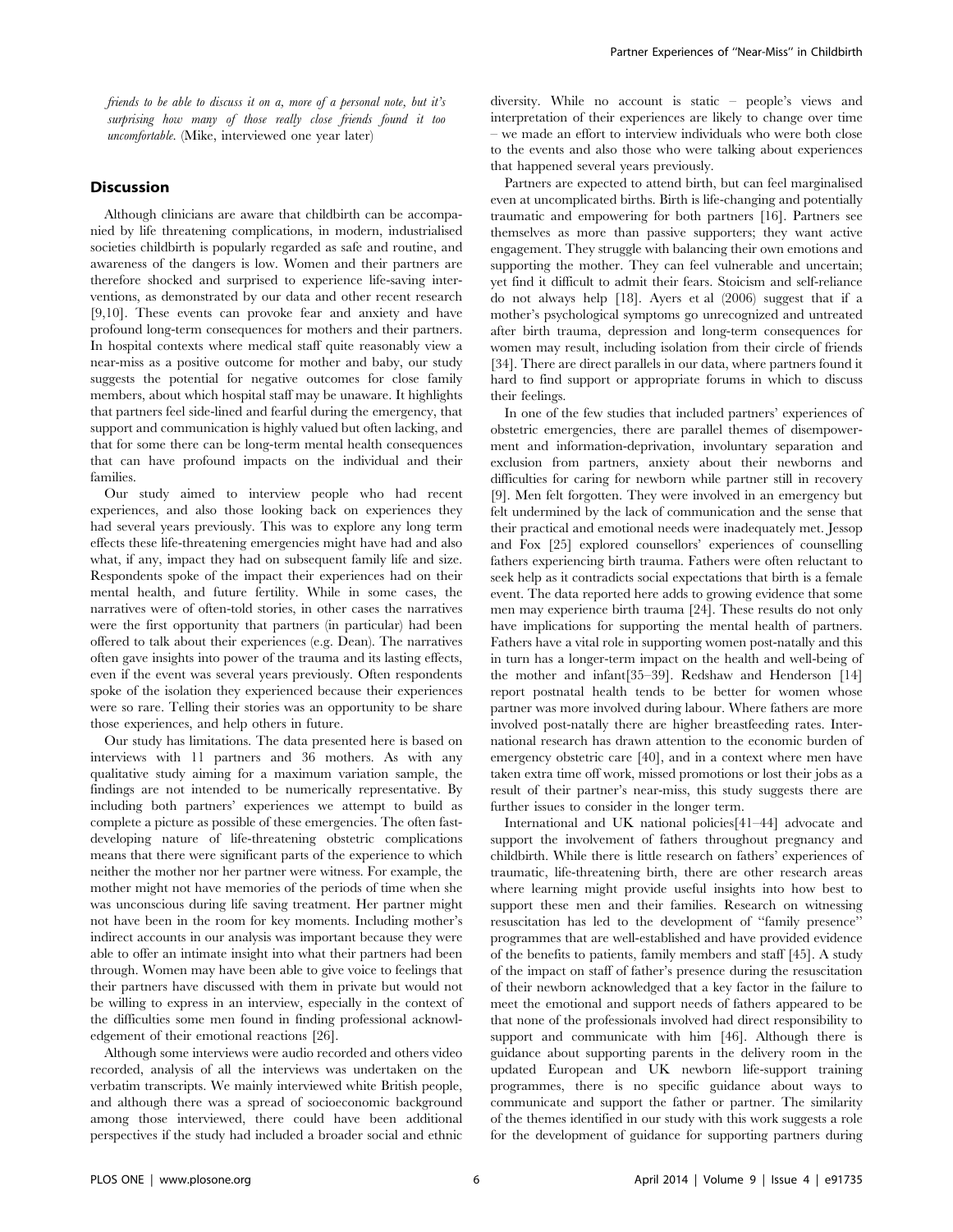*friends to be able to discuss it on a, more of a personal note, but it's surprising how many of those really close friends found it too uncomfortable.* (Mike, interviewed one year later)

## Discussion

Although clinicians are aware that childbirth can be accompanied by life threatening complications, in modern, industrialised societies childbirth is popularly regarded as safe and routine, and awareness of the dangers is low. Women and their partners are therefore shocked and surprised to experience life-saving interventions, as demonstrated by our data and other recent research [9,10]. These events can provoke fear and anxiety and have profound long-term consequences for mothers and their partners. In hospital contexts where medical staff quite reasonably view a near-miss as a positive outcome for mother and baby, our study suggests the potential for negative outcomes for close family members, about which hospital staff may be unaware. It highlights that partners feel side-lined and fearful during the emergency, that support and communication is highly valued but often lacking, and that for some there can be long-term mental health consequences that can have profound impacts on the individual and their families.

Our study aimed to interview people who had recent experiences, and also those looking back on experiences they had several years previously. This was to explore any long term effects these life-threatening emergencies might have had and also what, if any, impact they had on subsequent family life and size. Respondents spoke of the impact their experiences had on their mental health, and future fertility. While in some cases, the narratives were of often-told stories, in other cases the narratives were the first opportunity that partners (in particular) had been offered to talk about their experiences (e.g. Dean). The narratives often gave insights into power of the trauma and its lasting effects, even if the event was several years previously. Often respondents spoke of the isolation they experienced because their experiences were so rare. Telling their stories was an opportunity to be share those experiences, and help others in future.

Our study has limitations. The data presented here is based on interviews with 11 partners and 36 mothers. As with any qualitative study aiming for a maximum variation sample, the findings are not intended to be numerically representative. By including both partners' experiences we attempt to build as complete a picture as possible of these emergencies. The often fast-developing nature of life-threatening obstetric complications means that there were significant parts of the experience to which neither the mother nor her partner were witness. For example, the mother might not have memories of the periods of time when she was unconscious during life saving treatment. Her partner might not have been in the room for key moments. Including mother's indirect accounts in our analysis was important because they were able to offer an intimate insight into what their partners had been through. Women may have been able to give voice to feelings that their partners have discussed with them in private but would not be willing to express in an interview, especially in the context of the difficulties some men found in finding professional acknowledgement of their emotional reactions [26].

Although some interviews were audio recorded and others video recorded, analysis of all the interviews was undertaken on the verbatim transcripts. We mainly interviewed white British people, and although there was a spread of socioeconomic background among those interviewed, there could have been additional perspectives if the study had included a broader social and ethnic diversity. While no account is static – people's views and interpretation of their experiences are likely to change over time – we made an effort to interview individuals who were both close to the events and also those who were talking about experiences that happened several years previously.

Partners are expected to attend birth, but can feel marginalised even at uncomplicated births. Birth is life-changing and potentially traumatic and empowering for both partners [16]. Partners see themselves as more than passive supporters; they want active engagement. They struggle with balancing their own emotions and supporting the mother. They can feel vulnerable and uncertain; yet find it difficult to admit their fears. Stoicism and self-reliance do not always help [18]. Ayers et al (2006) suggest that if a mother's psychological symptoms go unrecognized and untreated after birth trauma, depression and long-term consequences for women may result, including isolation from their circle of friends [34]. There are direct parallels in our data, where partners found it hard to find support or appropriate forums in which to discuss their feelings.

In one of the few studies that included partners' experiences of obstetric emergencies, there are parallel themes of disempowerment and information-deprivation, involuntary separation and exclusion from partners, anxiety about their newborns and difficulties for caring for newborn while partner still in recovery [9]. Men felt forgotten. They were involved in an emergency but felt undermined by the lack of communication and the sense that their practical and emotional needs were inadequately met. Jessop and Fox [25] explored counsellors' experiences of counselling fathers experiencing birth trauma. Fathers were often reluctant to seek help as it contradicts social expectations that birth is a female event. The data reported here adds to growing evidence that some men may experience birth trauma [24]. These results do not only have implications for supporting the mental health of partners. Fathers have a vital role in supporting women post-natally and this in turn has a longer-term impact on the health and well-being of the mother and infant[35–39]. Redshaw and Henderson [14] report postnatal health tends to be better for women whose partner was more involved during labour. Where fathers are more involved post-natally there are higher breastfeeding rates. International research has drawn attention to the economic burden of emergency obstetric care [40], and in a context where men have taken extra time off work, missed promotions or lost their jobs as a result of their partner's near-miss, this study suggests there are further issues to consider in the longer term.

International and UK national policies[41–44] advocate and support the involvement of fathers throughout pregnancy and childbirth. While there is little research on fathers' experiences of traumatic, life-threatening birth, there are other research areas where learning might provide useful insights into how best to support these men and their families. Research on witnessing resuscitation has led to the development of "family presence" programmes that are well-established and have provided evidence of the benefits to patients, family members and staff [45]. A study of the impact on staff of father's presence during the resuscitation of their newborn acknowledged that a key factor in the failure to meet the emotional and support needs of fathers appeared to be that none of the professionals involved had direct responsibility to support and communicate with him [46]. Although there is guidance about supporting parents in the delivery room in the updated European and UK newborn life-support training programmes, there is no specific guidance about ways to communicate and support the father or partner. The similarity of the themes identified in our study with this work suggests a role for the development of guidance for supporting partners during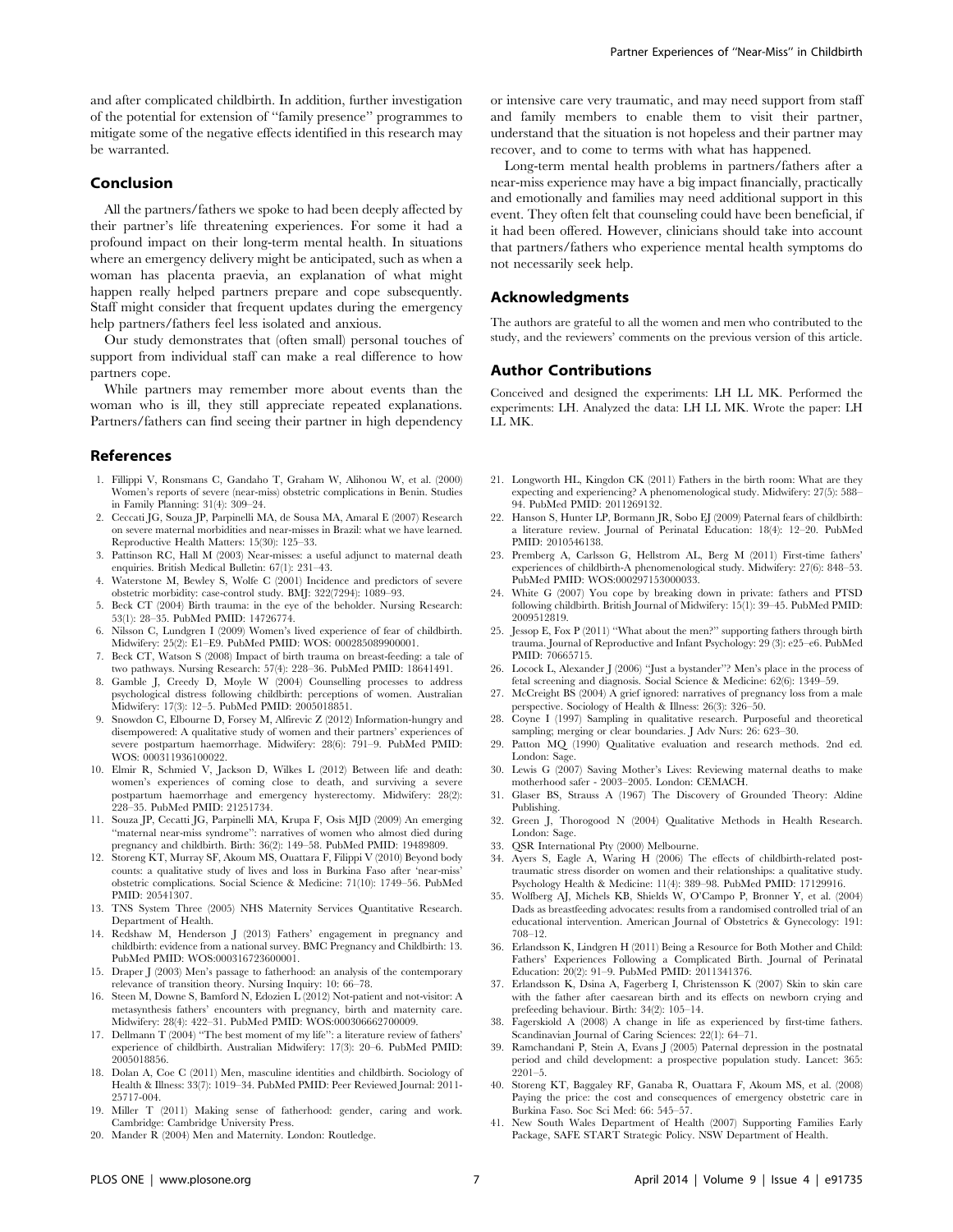and after complicated childbirth. In addition, further investigation of the potential for extension of ''family presence'' programmes to mitigate some of the negative effects identified in this research may be warranted.

## Conclusion

All the partners/fathers we spoke to had been deeply affected by their partner's life threatening experiences. For some it had a profound impact on their long-term mental health. In situations where an emergency delivery might be anticipated, such as when a woman has placenta praevia, an explanation of what might happen really helped partners prepare and cope subsequently. Staff might consider that frequent updates during the emergency help partners/fathers feel less isolated and anxious.

Our study demonstrates that (often small) personal touches of support from individual staff can make a real difference to how partners cope.

While partners may remember more about events than the woman who is ill, they still appreciate repeated explanations. Partners/fathers can find seeing their partner in high dependency or intensive care very traumatic, and may need support from staff and family members to enable them to visit their partner, understand that the situation is not hopeless and their partner may recover, and to come to terms with what has happened.

Long-term mental health problems in partners/fathers after a near-miss experience may have a big impact financially, practically and emotionally and families may need additional support in this event. They often felt that counseling could have been beneficial, if it had been offered. However, clinicians should take into account that partners/fathers who experience mental health symptoms do not necessarily seek help.

## Acknowledgments

The authors are grateful to all the women and men who contributed to the study, and the reviewers' comments on the previous version of this article.

## Author Contributions

Conceived and designed the experiments: LH LL MK. Performed the experiments: LH. Analyzed the data: LH LL MK. Wrote the paper: LH LL MK.

## References

1. Fillippi V, Ronsmans C, Gandaho T, Graham W, Alihonou W, et al. (2000) Women's reports of severe (near-miss) obstetric complications in Benin. Studies in Family Planning: 31(4): 309–24.
2. Ceccati JG, Souza JP, Parpinelli MA, de Sousa MA, Amaral E (2007) Research on severe maternal morbidities and near-misses in Brazil: what we have learned. Reproductive Health Matters: 15(30): 125–33.
3. Pattinson RC, Hall M (2003) Near-misses: a useful adjunct to maternal death enquiries. British Medical Bulletin: 67(1): 231–43.
4. Waterstone M, Bewley S, Wolfe C (2001) Incidence and predictors of severe obstetric morbidity: case-control study. BMJ: 322(7294): 1089–93.
5. Beck CT (2004) Birth trauma: in the eye of the beholder. Nursing Research: 53(1): 28–35. PubMed PMID: 14726774.
6. Nilsson C, Lundgren I (2009) Women's lived experience of fear of childbirth. Midwifery: 25(2): E1–E9. PubMed PMID: WOS: 000285089900001.
7. Beck CT, Watson S (2008) Impact of birth trauma on breast-feeding: a tale of two pathways. Nursing Research: 57(4): 228–36. PubMed PMID: 18641491.
8. Gamble J, Creedy D, Moyle W (2004) Counselling processes to address psychological distress following childbirth: perceptions of women. Australian Midwifery: 17(3): 12–5. PubMed PMID: 2005018851.
9. Snowdon C, Elbourne D, Forsey M, Alfirevic Z (2012) Information-hungry and disempowered: A qualitative study of women and their partners' experiences of severe postpartum haemorrhage. Midwifery: 28(6): 791–9. PubMed PMID: WOS: 000311936100022.
10. Elmir R, Schmied V, Jackson D, Wilkes L (2012) Between life and death: women's experiences of coming close to death, and surviving a severe postpartum haemorrhage and emergency hysterectomy. Midwifery: 28(2): 228–35. PubMed PMID: 21251734.
11. Souza JP, Cecatti JG, Parpinelli MA, Krupa F, Osis MJD (2009) An emerging ''maternal near-miss syndrome'': narratives of women who almost died during pregnancy and childbirth. Birth: 36(2): 149–58. PubMed PMID: 19489809.
12. Storeng KT, Murray SF, Akoum MS, Ouattara F, Filippi V (2010) Beyond body counts: a qualitative study of lives and loss in Burkina Faso after 'near-miss' obstetric complications. Social Science & Medicine: 71(10): 1749–56. PubMed PMID: 20541307.
13. TNS System Three (2005) NHS Maternity Services Quantitative Research. Department of Health.
14. Redshaw M, Henderson J (2013) Fathers' engagement in pregnancy and childbirth: evidence from a national survey. BMC Pregnancy and Childbirth: 13. PubMed PMID: WOS:000316723600001.
15. Draper J (2003) Men's passage to fatherhood: an analysis of the contemporary relevance of transition theory. Nursing Inquiry: 10: 66–78.
16. Steen M, Downe S, Bamford N, Edozien L (2012) Not-patient and not-visitor: A metasynthesis fathers' encounters with pregnancy, birth and maternity care. Midwifery: 28(4): 422–31. PubMed PMID: WOS:000306662700009.
17. Dellmann T (2004) ''The best moment of my life'': a literature review of fathers' experience of childbirth. Australian Midwifery: 17(3): 20–6. PubMed PMID: 2005018856.
18. Dolan A, Coe C (2011) Men, masculine identities and childbirth. Sociology of Health & Illness: 33(7): 1019–34. PubMed PMID: Peer Reviewed Journal: 2011-25717-004.
19. Miller T (2011) Making sense of fatherhood: gender, caring and work. Cambridge: Cambridge University Press.
20. Mander R (2004) Men and Maternity. London: Routledge.
21. Longworth HL, Kingdon CK (2011) Fathers in the birth room: What are they expecting and experiencing? A phenomenological study. Midwifery: 27(5): 588–94. PubMed PMID: 2011269132.
22. Hanson S, Hunter LP, Bormann JR, Sobo EJ (2009) Paternal fears of childbirth: a literature review. Journal of Perinatal Education: 18(4): 12–20. PubMed PMID: 2010546138.
23. Premberg A, Carlsson G, Hellstrom AL, Berg M (2011) First-time fathers' experiences of childbirth-A phenomenological study. Midwifery: 27(6): 848–53. PubMed PMID: WOS:000297153000033.
24. White G (2007) You cope by breaking down in private: fathers and PTSD following childbirth. British Journal of Midwifery: 15(1): 39–45. PubMed PMID: 2009512819.
25. Jessop E, Fox P (2011) ''What about the men?'' supporting fathers through birth trauma. Journal of Reproductive and Infant Psychology: 29 (3): e25–e6. PubMed PMID: 70665715.
26. Locock L, Alexander J (2006) ''Just a bystander''? Men's place in the process of fetal screening and diagnosis. Social Science & Medicine: 62(6): 1349–59.
27. McCreight BS (2004) A grief ignored: narratives of pregnancy loss from a male perspective. Sociology of Health & Illness: 26(3): 326–50.
28. Coyne I (1997) Sampling in qualitative research. Purposeful and theoretical sampling; merging or clear boundaries. J Adv Nurs: 26: 623–30.
29. Patton MQ (1990) Qualitative evaluation and research methods. 2nd ed. London: Sage.
30. Lewis G (2007) Saving Mother's Lives: Reviewing maternal deaths to make motherhood safer - 2003–2005. London: CEMACH.
31. Glaser BS, Strauss A (1967) The Discovery of Grounded Theory: Aldine Publishing.
32. Green J, Thorogood N (2004) Qualitative Methods in Health Research. London: Sage.
33. QSR International Pty (2000) Melbourne.
34. Ayers S, Eagle A, Waring H (2006) The effects of childbirth-related post-traumatic stress disorder on women and their relationships: a qualitative study. Psychology Health & Medicine: 11(4): 389–98. PubMed PMID: 17129916.
35. Wolfberg AJ, Michels KB, Shields W, O'Campo P, Bronner Y, et al. (2004) Dads as breastfeeding advocates: results from a randomised controlled trial of an educational intervention. American Journal of Obstetrics & Gynecology: 191: 708–12.
36. Erlandsson K, Lindgren H (2011) Being a Resource for Both Mother and Child: Fathers' Experiences Following a Complicated Birth. Journal of Perinatal Education: 20(2): 91–9. PubMed PMID: 2011341376.
37. Erlandsson K, Dsina A, Fagerberg I, Christensson K (2007) Skin to skin care with the father after caesarean birth and its effects on newborn crying and prefeeding behaviour. Birth: 34(2): 105–14.
38. Fagerskiold A (2008) A change in life as experienced by first-time fathers. Scandinavian Journal of Caring Sciences: 22(1): 64–71.
39. Ramchandani P, Stein A, Evans J (2005) Paternal depression in the postnatal period and child development: a prospective population study. Lancet: 365: 2201–5.
40. Storeng KT, Baggaley RF, Ganaba R, Ouattara F, Akoum MS, et al. (2008) Paying the price: the cost and consequences of emergency obstetric care in Burkina Faso. Soc Sci Med: 66: 545–57.
41. New South Wales Department of Health (2007) Supporting Families Early Package, SAFE START Strategic Policy. NSW Department of Health.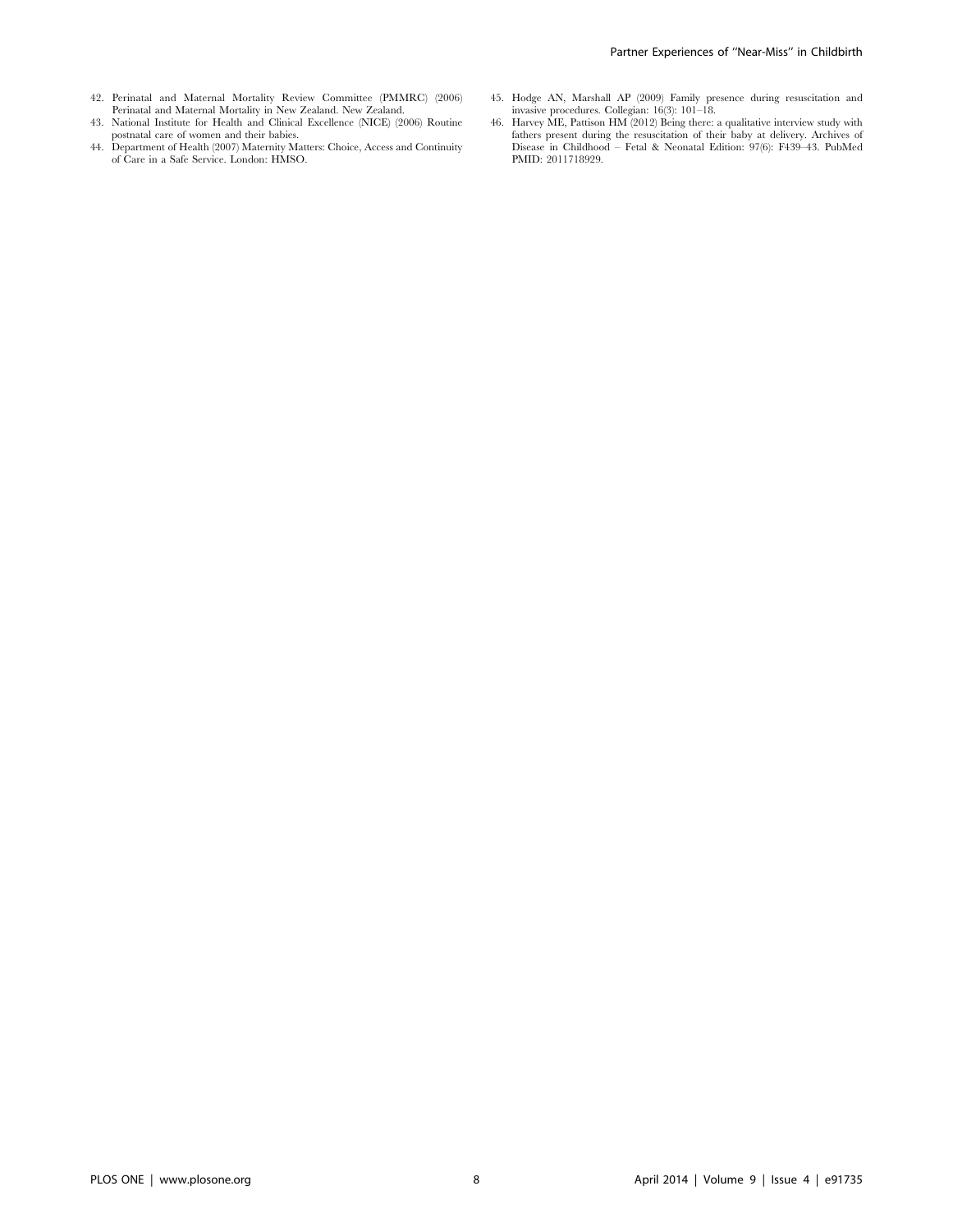42. Perinatal and Maternal Mortality Review Committee (PMMRC) (2006) Perinatal and Maternal Mortality in New Zealand. New Zealand.
43. National Institute for Health and Clinical Excellence (NICE) (2006) Routine postnatal care of women and their babies.
44. Department of Health (2007) Maternity Matters: Choice, Access and Continuity of Care in a Safe Service. London: HMSO.
45. Hodge AN, Marshall AP (2009) Family presence during resuscitation and invasive procedures. Collegian: 16(3): 101–18.
46. Harvey ME, Pattison HM (2012) Being there: a qualitative interview study with fathers present during the resuscitation of their baby at delivery. Archives of Disease in Childhood – Fetal & Neonatal Edition: 97(6): F439–43. PubMed PMID: 2011718929.